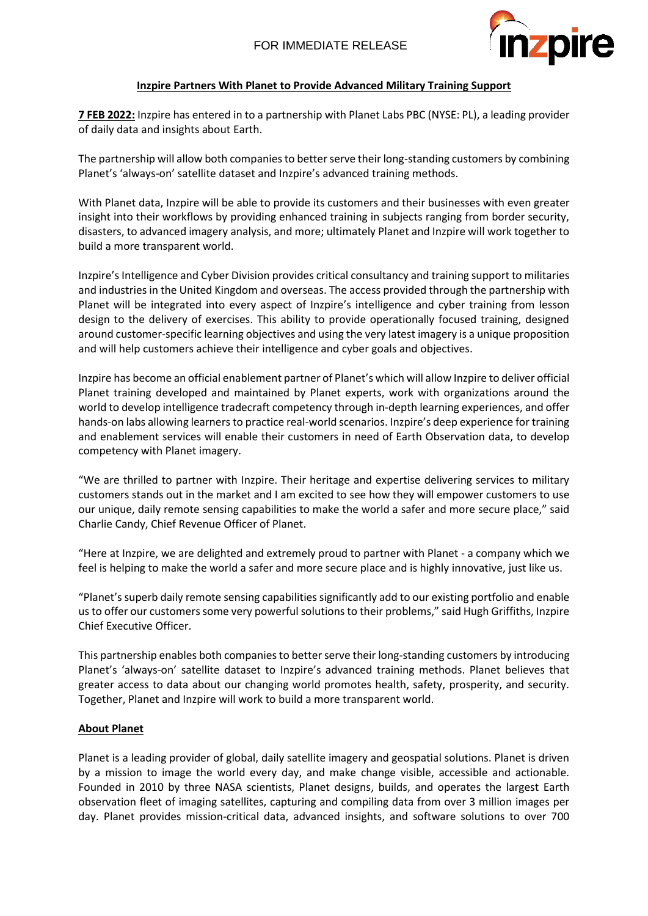FOR IMMEDIATE RELEASE

**Inzpire Partners With Planet to Provide Advanced Military Training Support**

**7 FEB 2022:** Inzpire has entered in to a partnership with Planet Labs PBC (NYSE: PL), a leading provider of daily data and insights about Earth.

The partnership will allow both companies to better serve their long-standing customers by combining Planet's 'always-on' satellite dataset and Inzpire's advanced training methods.

With Planet data, Inzpire will be able to provide its customers and their businesses with even greater insight into their workflows by providing enhanced training in subjects ranging from border security, disasters, to advanced imagery analysis, and more; ultimately Planet and Inzpire will work together to build a more transparent world.

Inzpire's Intelligence and Cyber Division provides critical consultancy and training support to militaries and industries in the United Kingdom and overseas. The access provided through the partnership with Planet will be integrated into every aspect of Inzpire's intelligence and cyber training from lesson design to the delivery of exercises. This ability to provide operationally focused training, designed around customer-specific learning objectives and using the very latest imagery is a unique proposition and will help customers achieve their intelligence and cyber goals and objectives.

Inzpire has become an official enablement partner of Planet's which will allow Inzpire to deliver official Planet training developed and maintained by Planet experts, work with organizations around the world to develop intelligence tradecraft competency through in-depth learning experiences, and offer hands-on labs allowing learners to practice real-world scenarios. Inzpire's deep experience for training and enablement services will enable their customers in need of Earth Observation data, to develop competency with Planet imagery.

"We are thrilled to partner with Inzpire. Their heritage and expertise delivering services to military customers stands out in the market and I am excited to see how they will empower customers to use our unique, daily remote sensing capabilities to make the world a safer and more secure place," said Charlie Candy, Chief Revenue Officer of Planet.

"Here at Inzpire, we are delighted and extremely proud to partner with Planet - a company which we feel is helping to make the world a safer and more secure place and is highly innovative, just like us.

"Planet's superb daily remote sensing capabilities significantly add to our existing portfolio and enable us to offer our customers some very powerful solutions to their problems," said Hugh Griffiths, Inzpire Chief Executive Officer.

This partnership enables both companies to better serve their long-standing customers by introducing Planet's 'always-on' satellite dataset to Inzpire's advanced training methods. Planet believes that greater access to data about our changing world promotes health, safety, prosperity, and security. Together, Planet and Inzpire will work to build a more transparent world.

**About Planet**

Planet is a leading provider of global, daily satellite imagery and geospatial solutions. Planet is driven by a mission to image the world every day, and make change visible, accessible and actionable. Founded in 2010 by three NASA scientists, Planet designs, builds, and operates the largest Earth observation fleet of imaging satellites, capturing and compiling data from over 3 million images per day. Planet provides mission-critical data, advanced insights, and software solutions to over 700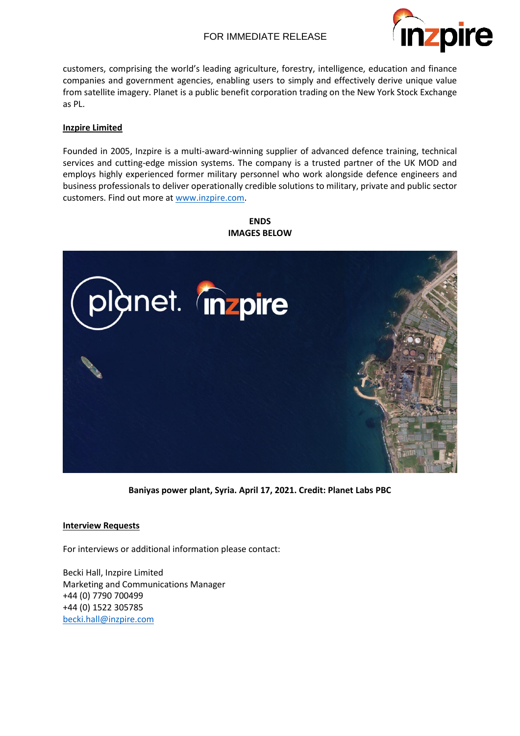customers, comprising the world's leading agriculture, forestry, intelligence, education and finance companies and government agencies, enabling users to simply and effectively derive unique value from satellite imagery. Planet is a public benefit corporation trading on the New York Stock Exchange as PL.

**Inzpire Limited**

Founded in 2005, Inzpire is a multi-award-winning supplier of advanced defence training, technical services and cutting-edge mission systems. The company is a trusted partner of the UK MOD and employs highly experienced former military personnel who work alongside defence engineers and business professionals to deliver operationally credible solutions to military, private and public sector customers. Find out more at [www.inzpire.com](http://www.inzpire.com).

**ENDS**
**IMAGES BELOW**

**Baniyas power plant, Syria. April 17, 2021. Credit: Planet Labs PBC**

**Interview Requests**

For interviews or additional information please contact:

Becki Hall, Inzpire Limited
Marketing and Communications Manager
+44 (0) 7790 700499
+44 (0) 1522 305785
[becki.hall@inzpire.com](mailto:becki.hall@inzpire.com)